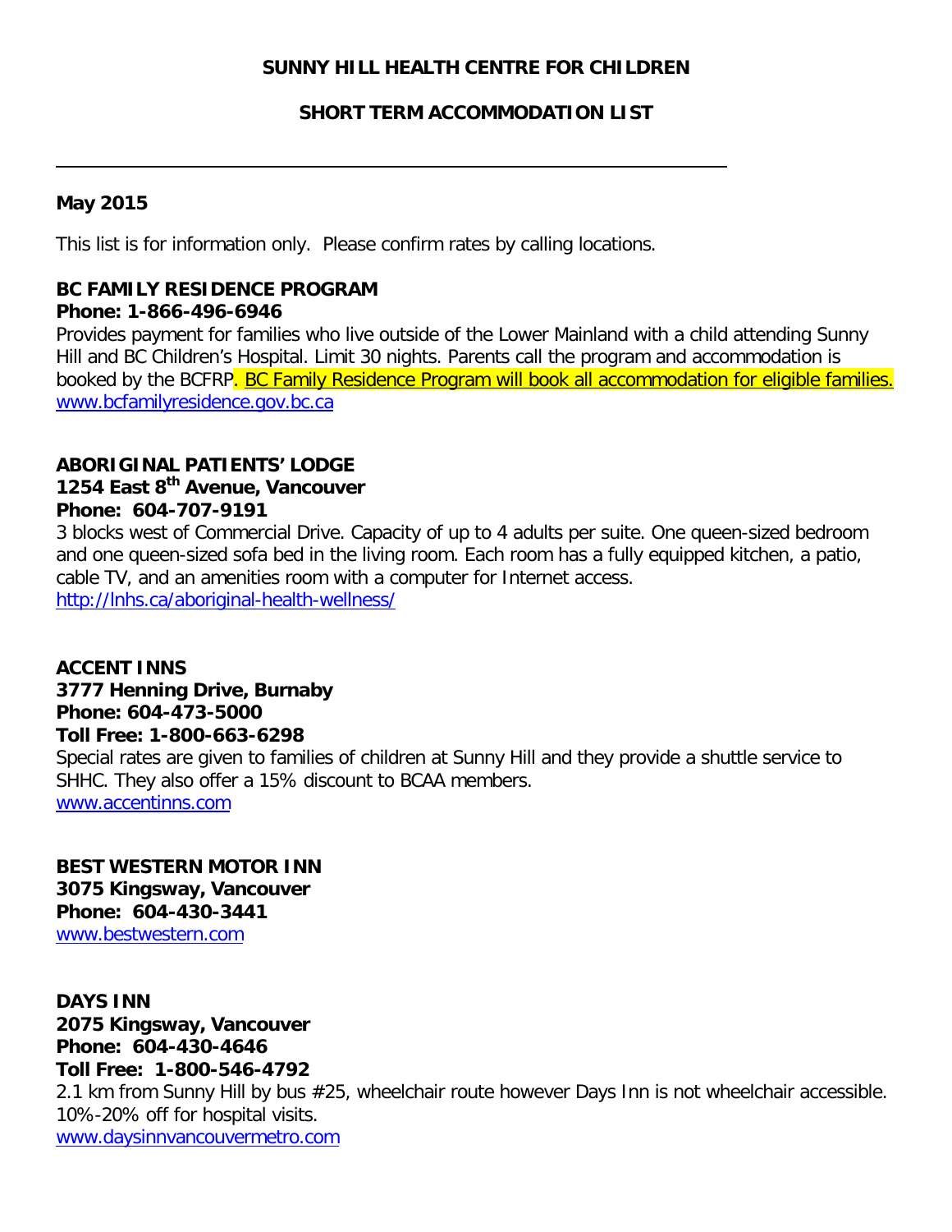# SUNNY HILL HEALTH CENTRE FOR CHILDREN

## SHORT TERM ACCOMMODATION LIST

---

**May 2015**

This list is for information only. Please confirm rates by calling locations.

**BC FAMILY RESIDENCE PROGRAM**
**Phone: 1-866-496-6946**
Provides payment for families who live outside of the Lower Mainland with a child attending Sunny Hill and BC Children's Hospital. Limit 30 nights. Parents call the program and accommodation is booked by the BCFRP. BC Family Residence Program will book all accommodation for eligible families.
www.bcfamilyresidence.gov.bc.ca

**ABORIGINAL PATIENTS' LODGE**
**1254 East 8th Avenue, Vancouver**
**Phone: 604-707-9191**
3 blocks west of Commercial Drive. Capacity of up to 4 adults per suite. One queen-sized bedroom and one queen-sized sofa bed in the living room. Each room has a fully equipped kitchen, a patio, cable TV, and an amenities room with a computer for Internet access.
http://lnhs.ca/aboriginal-health-wellness/

**ACCENT INNS**
**3777 Henning Drive, Burnaby**
**Phone: 604-473-5000**
**Toll Free: 1-800-663-6298**
Special rates are given to families of children at Sunny Hill and they provide a shuttle service to SHHC. They also offer a 15% discount to BCAA members.
www.accentinns.com

**BEST WESTERN MOTOR INN**
**3075 Kingsway, Vancouver**
**Phone: 604-430-3441**
www.bestwestern.com

**DAYS INN**
**2075 Kingsway, Vancouver**
**Phone: 604-430-4646**
**Toll Free: 1-800-546-4792**
2.1 km from Sunny Hill by bus #25, wheelchair route however Days Inn is not wheelchair accessible. 10%-20% off for hospital visits.
www.daysinnvancouvermetro.com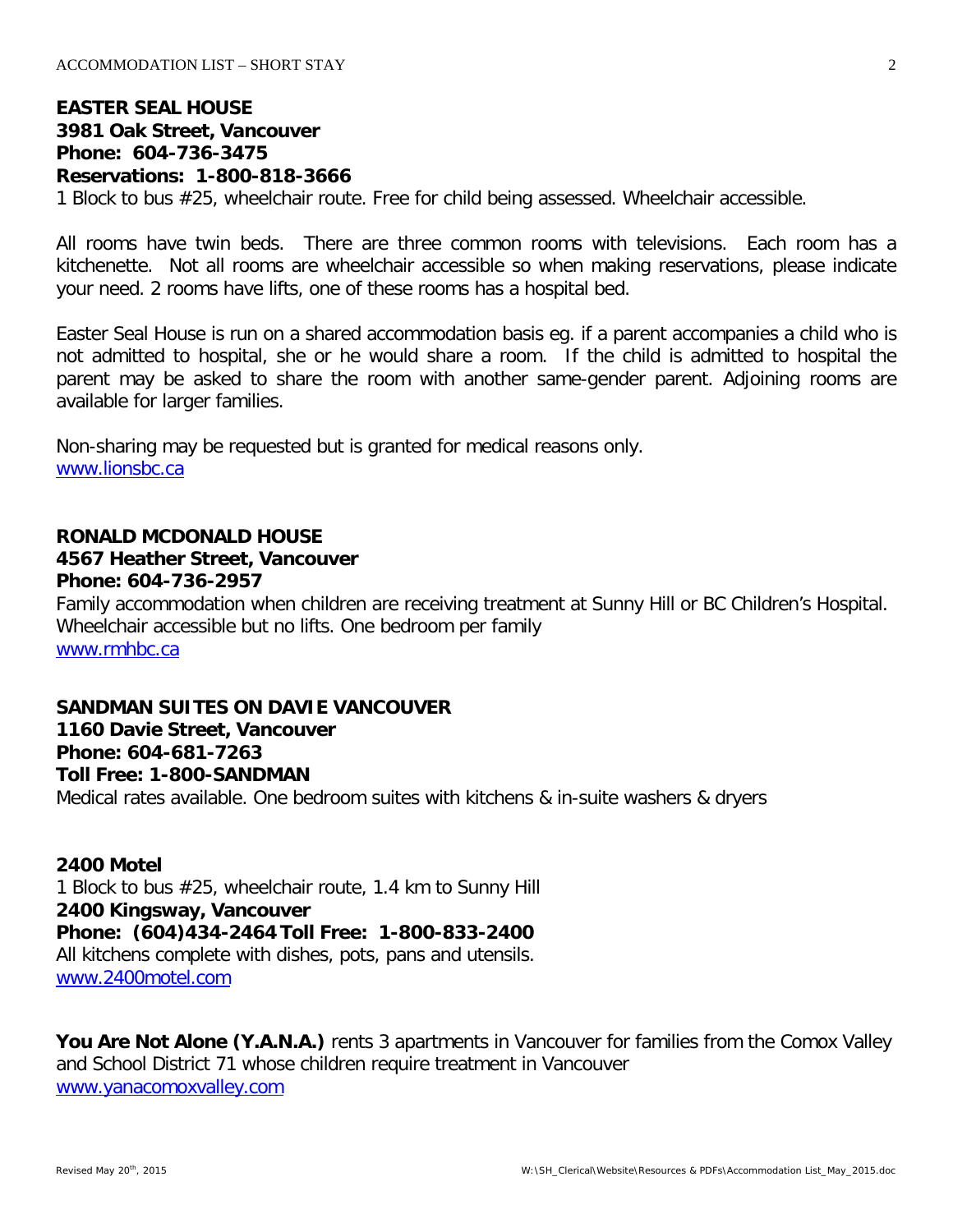**EASTER SEAL HOUSE**
**3981 Oak Street, Vancouver**
**Phone: 604-736-3475**
**Reservations: 1-800-818-3666**
1 Block to bus #25, wheelchair route. Free for child being assessed. Wheelchair accessible.

All rooms have twin beds. There are three common rooms with televisions. Each room has a kitchenette. Not all rooms are wheelchair accessible so when making reservations, please indicate your need. 2 rooms have lifts, one of these rooms has a hospital bed.

Easter Seal House is run on a shared accommodation basis eg. if a parent accompanies a child who is not admitted to hospital, she or he would share a room. If the child is admitted to hospital the parent may be asked to share the room with another same-gender parent. Adjoining rooms are available for larger families.

Non-sharing may be requested but is granted for medical reasons only.
[www.lionsbc.ca](http://www.lionsbc.ca)

**RONALD MCDONALD HOUSE**
**4567 Heather Street, Vancouver**
**Phone: 604-736-2957**
Family accommodation when children are receiving treatment at Sunny Hill or BC Children's Hospital. Wheelchair accessible but no lifts. One bedroom per family
[www.rmhbc.ca](http://www.rmhbc.ca)

**SANDMAN SUITES ON DAVIE VANCOUVER**
**1160 Davie Street, Vancouver**
**Phone: 604-681-7263**
**Toll Free: 1-800-SANDMAN**
Medical rates available. One bedroom suites with kitchens & in-suite washers & dryers

**2400 Motel**
1 Block to bus #25, wheelchair route, 1.4 km to Sunny Hill
**2400 Kingsway, Vancouver**
**Phone: (604)434-2464 Toll Free: 1-800-833-2400**
All kitchens complete with dishes, pots, pans and utensils.
[www.2400motel.com](http://www.2400motel.com)

**You Are Not Alone (Y.A.N.A.)** rents 3 apartments in Vancouver for families from the Comox Valley and School District 71 whose children require treatment in Vancouver
[www.yanacomoxvalley.com](http://www.yanacomoxvalley.com)